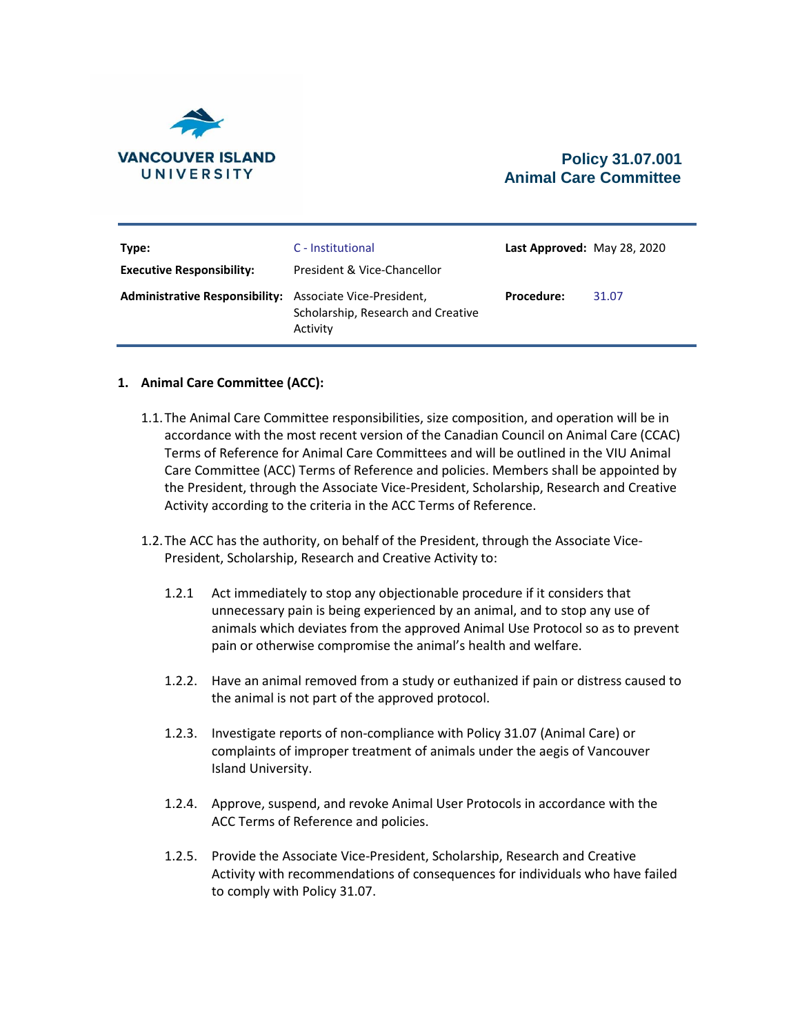VANCOUVER ISLAND UNIVERSITY

# Policy 31.07.001
# Animal Care Committee

| | | | |
|---|---|---|---|
| **Type:** | C - Institutional | **Last Approved:** | May 28, 2020 |
| **Executive Responsibility:** | President & Vice-Chancellor | | |
| **Administrative Responsibility:** | Associate Vice-President, Scholarship, Research and Creative Activity | **Procedure:** | 31.07 |

## 1. Animal Care Committee (ACC):

1.1. The Animal Care Committee responsibilities, size composition, and operation will be in accordance with the most recent version of the Canadian Council on Animal Care (CCAC) Terms of Reference for Animal Care Committees and will be outlined in the VIU Animal Care Committee (ACC) Terms of Reference and policies. Members shall be appointed by the President, through the Associate Vice-President, Scholarship, Research and Creative Activity according to the criteria in the ACC Terms of Reference.

1.2. The ACC has the authority, on behalf of the President, through the Associate Vice-President, Scholarship, Research and Creative Activity to:

1.2.1 Act immediately to stop any objectionable procedure if it considers that unnecessary pain is being experienced by an animal, and to stop any use of animals which deviates from the approved Animal Use Protocol so as to prevent pain or otherwise compromise the animal's health and welfare.

1.2.2. Have an animal removed from a study or euthanized if pain or distress caused to the animal is not part of the approved protocol.

1.2.3. Investigate reports of non-compliance with Policy 31.07 (Animal Care) or complaints of improper treatment of animals under the aegis of Vancouver Island University.

1.2.4. Approve, suspend, and revoke Animal User Protocols in accordance with the ACC Terms of Reference and policies.

1.2.5. Provide the Associate Vice-President, Scholarship, Research and Creative Activity with recommendations of consequences for individuals who have failed to comply with Policy 31.07.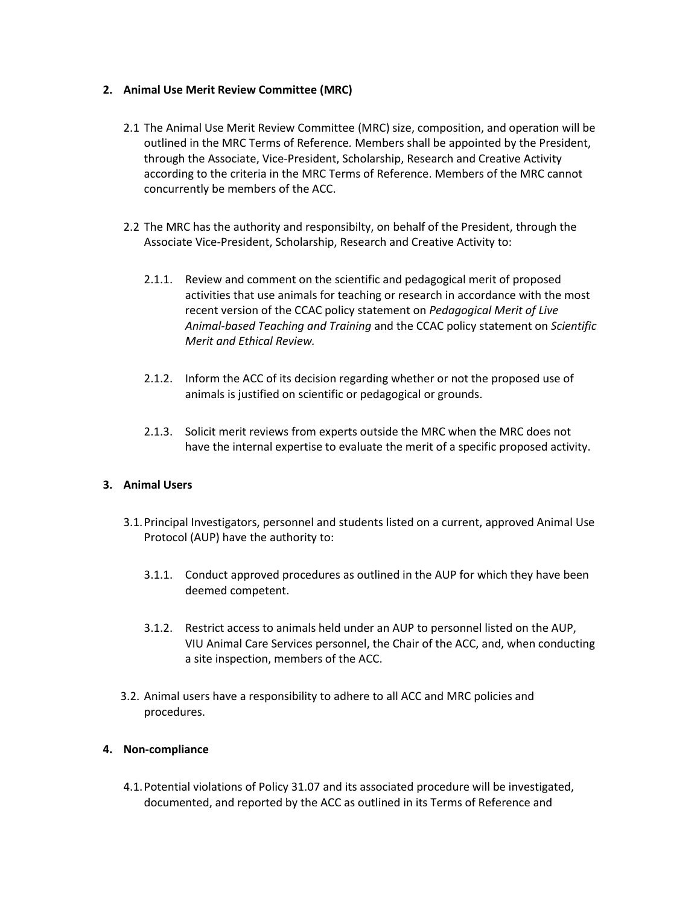**2. Animal Use Merit Review Committee (MRC)**

2.1 The Animal Use Merit Review Committee (MRC) size, composition, and operation will be outlined in the MRC Terms of Reference. Members shall be appointed by the President, through the Associate, Vice-President, Scholarship, Research and Creative Activity according to the criteria in the MRC Terms of Reference. Members of the MRC cannot concurrently be members of the ACC.

2.2 The MRC has the authority and responsibilty, on behalf of the President, through the Associate Vice-President, Scholarship, Research and Creative Activity to:

2.1.1. Review and comment on the scientific and pedagogical merit of proposed activities that use animals for teaching or research in accordance with the most recent version of the CCAC policy statement on *Pedagogical Merit of Live Animal-based Teaching and Training* and the CCAC policy statement on *Scientific Merit and Ethical Review.*

2.1.2. Inform the ACC of its decision regarding whether or not the proposed use of animals is justified on scientific or pedagogical or grounds.

2.1.3. Solicit merit reviews from experts outside the MRC when the MRC does not have the internal expertise to evaluate the merit of a specific proposed activity.

**3. Animal Users**

3.1. Principal Investigators, personnel and students listed on a current, approved Animal Use Protocol (AUP) have the authority to:

3.1.1. Conduct approved procedures as outlined in the AUP for which they have been deemed competent.

3.1.2. Restrict access to animals held under an AUP to personnel listed on the AUP, VIU Animal Care Services personnel, the Chair of the ACC, and, when conducting a site inspection, members of the ACC.

3.2. Animal users have a responsibility to adhere to all ACC and MRC policies and procedures.

**4. Non-compliance**

4.1. Potential violations of Policy 31.07 and its associated procedure will be investigated, documented, and reported by the ACC as outlined in its Terms of Reference and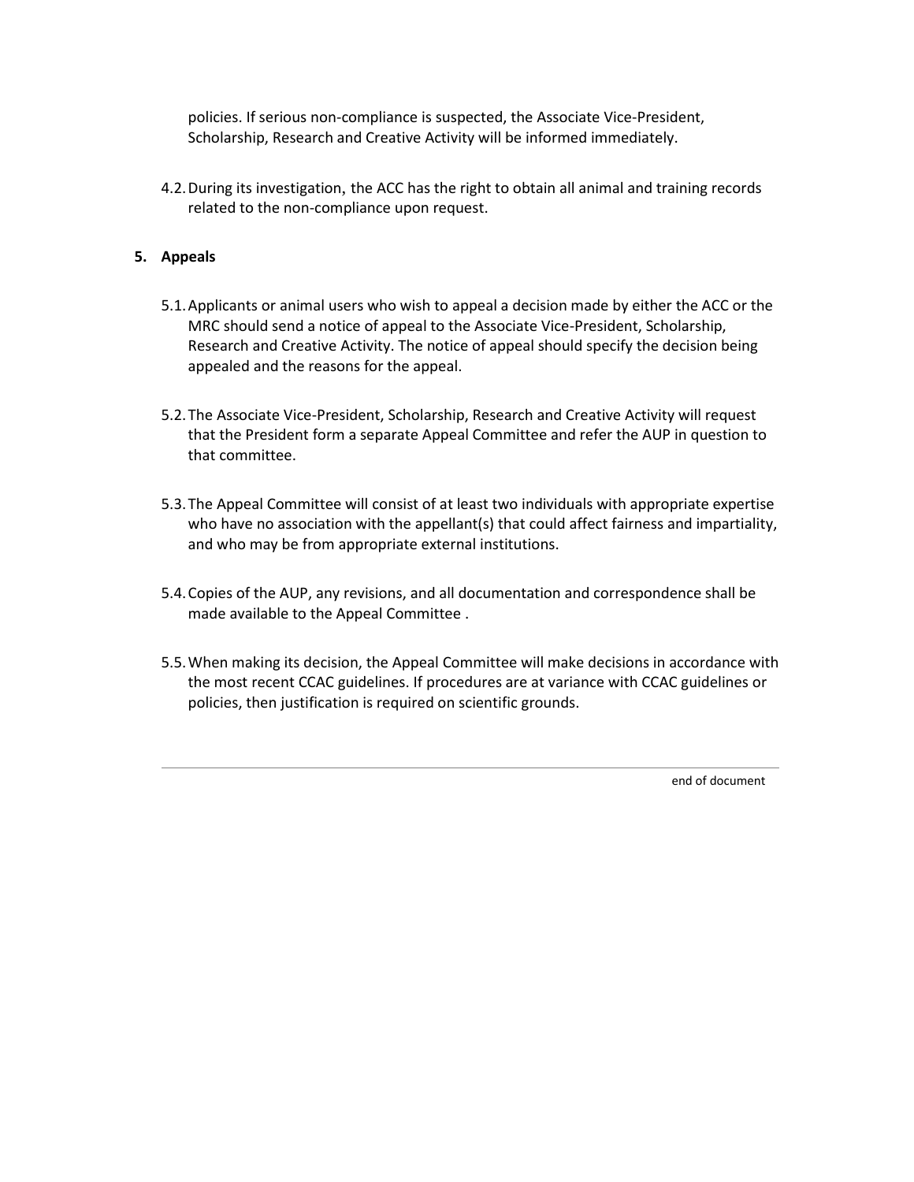policies. If serious non-compliance is suspected, the Associate Vice-President, Scholarship, Research and Creative Activity will be informed immediately.

4.2. During its investigation, the ACC has the right to obtain all animal and training records related to the non-compliance upon request.

## 5. Appeals

5.1. Applicants or animal users who wish to appeal a decision made by either the ACC or the MRC should send a notice of appeal to the Associate Vice-President, Scholarship, Research and Creative Activity. The notice of appeal should specify the decision being appealed and the reasons for the appeal.

5.2. The Associate Vice-President, Scholarship, Research and Creative Activity will request that the President form a separate Appeal Committee and refer the AUP in question to that committee.

5.3. The Appeal Committee will consist of at least two individuals with appropriate expertise who have no association with the appellant(s) that could affect fairness and impartiality, and who may be from appropriate external institutions.

5.4. Copies of the AUP, any revisions, and all documentation and correspondence shall be made available to the Appeal Committee .

5.5. When making its decision, the Appeal Committee will make decisions in accordance with the most recent CCAC guidelines. If procedures are at variance with CCAC guidelines or policies, then justification is required on scientific grounds.

---

end of document